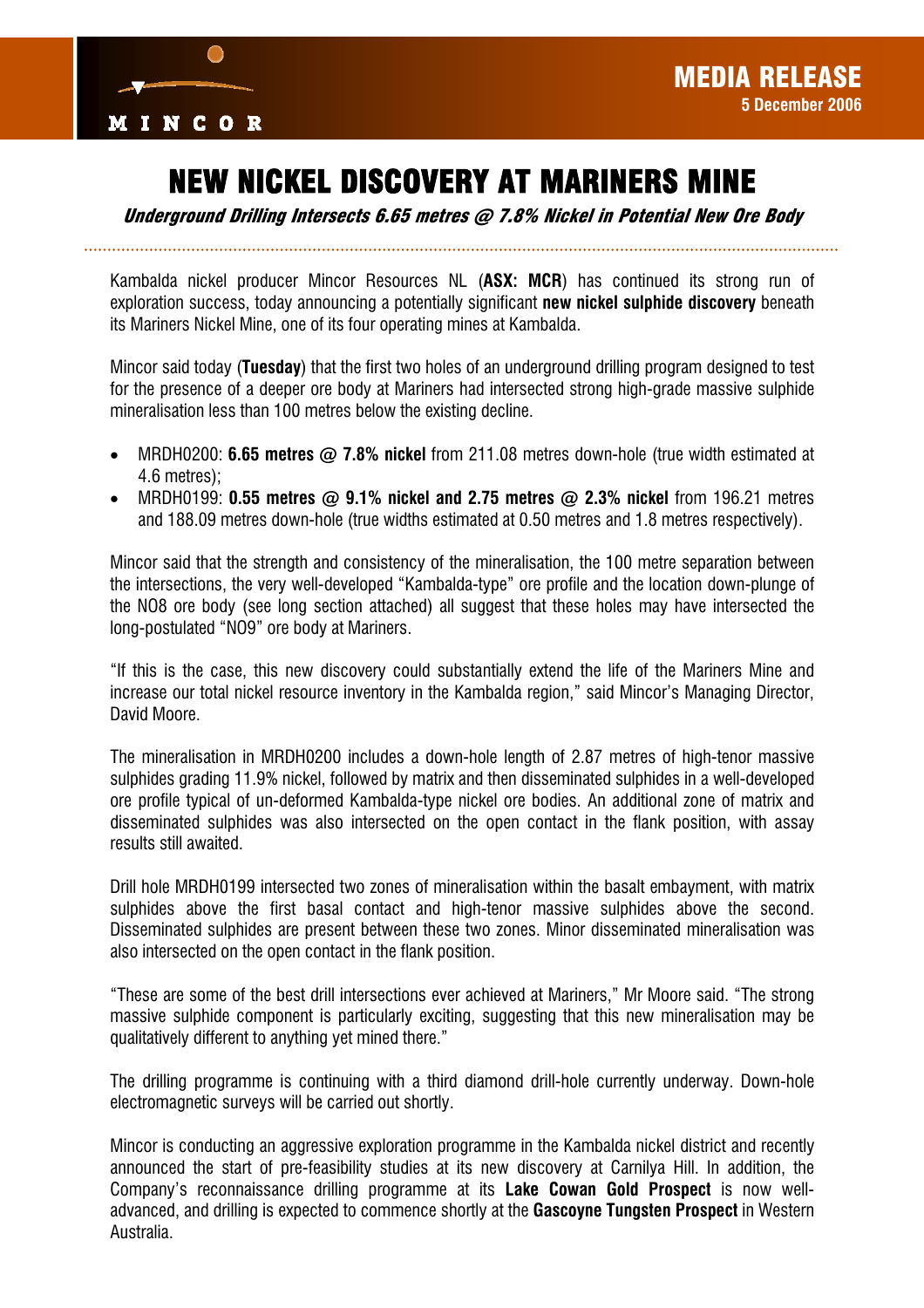MINCOR

**MEDIA RELEASE**
**5 December 2006**

# NEW NICKEL DISCOVERY AT MARINERS MINE

***Underground Drilling Intersects 6.65 metres @ 7.8% Nickel in Potential New Ore Body***

Kambalda nickel producer Mincor Resources NL (**ASX: MCR**) has continued its strong run of exploration success, today announcing a potentially significant **new nickel sulphide discovery** beneath its Mariners Nickel Mine, one of its four operating mines at Kambalda.

Mincor said today (**Tuesday**) that the first two holes of an underground drilling program designed to test for the presence of a deeper ore body at Mariners had intersected strong high-grade massive sulphide mineralisation less than 100 metres below the existing decline.

- MRDH0200: **6.65 metres @ 7.8% nickel** from 211.08 metres down-hole (true width estimated at 4.6 metres);
- MRDH0199: **0.55 metres @ 9.1% nickel and 2.75 metres @ 2.3% nickel** from 196.21 metres and 188.09 metres down-hole (true widths estimated at 0.50 metres and 1.8 metres respectively).

Mincor said that the strength and consistency of the mineralisation, the 100 metre separation between the intersections, the very well-developed "Kambalda-type" ore profile and the location down-plunge of the NO8 ore body (see long section attached) all suggest that these holes may have intersected the long-postulated "NO9" ore body at Mariners.

"If this is the case, this new discovery could substantially extend the life of the Mariners Mine and increase our total nickel resource inventory in the Kambalda region," said Mincor's Managing Director, David Moore.

The mineralisation in MRDH0200 includes a down-hole length of 2.87 metres of high-tenor massive sulphides grading 11.9% nickel, followed by matrix and then disseminated sulphides in a well-developed ore profile typical of un-deformed Kambalda-type nickel ore bodies. An additional zone of matrix and disseminated sulphides was also intersected on the open contact in the flank position, with assay results still awaited.

Drill hole MRDH0199 intersected two zones of mineralisation within the basalt embayment, with matrix sulphides above the first basal contact and high-tenor massive sulphides above the second. Disseminated sulphides are present between these two zones. Minor disseminated mineralisation was also intersected on the open contact in the flank position.

"These are some of the best drill intersections ever achieved at Mariners," Mr Moore said. "The strong massive sulphide component is particularly exciting, suggesting that this new mineralisation may be qualitatively different to anything yet mined there."

The drilling programme is continuing with a third diamond drill-hole currently underway. Down-hole electromagnetic surveys will be carried out shortly.

Mincor is conducting an aggressive exploration programme in the Kambalda nickel district and recently announced the start of pre-feasibility studies at its new discovery at Carnilya Hill. In addition, the Company's reconnaissance drilling programme at its **Lake Cowan Gold Prospect** is now well-advanced, and drilling is expected to commence shortly at the **Gascoyne Tungsten Prospect** in Western Australia.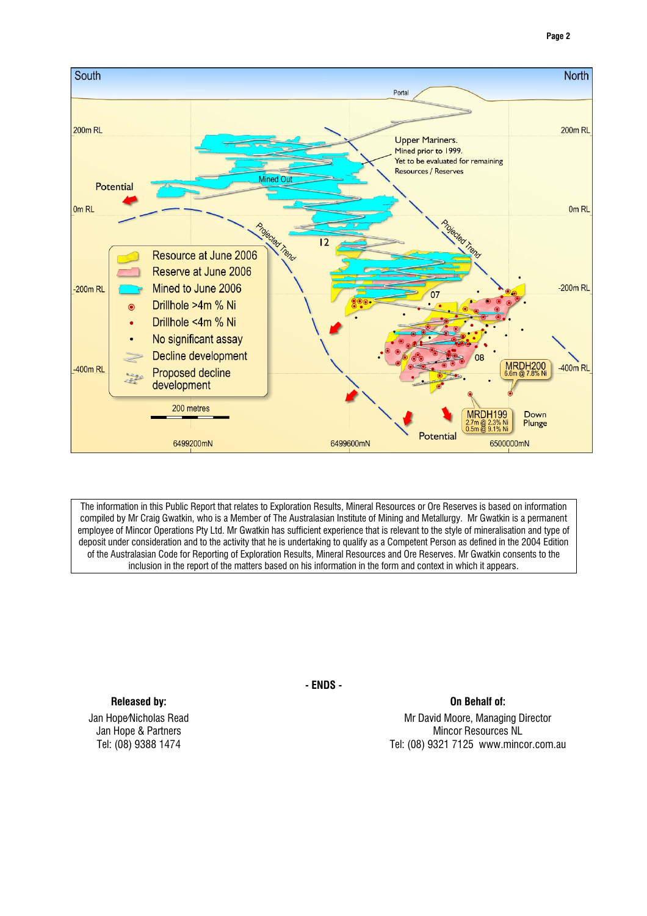South

North

Portal

200m RL

200m RL

Upper Mariners.
Mined prior to 1999.
Yet to be evaluated for remaining Resources / Reserves

Mined Out

Potential

0m RL

0m RL

Projected Trend

Projected Trend

12

Resource at June 2006

Reserve at June 2006

Mined to June 2006

Drillhole >4m % Ni

Drillhole <4m % Ni

No significant assay

Decline development

Proposed decline development

-200m RL

-200m RL

07

08

MRDH200
6.6m @ 7.8% Ni

-400m RL

-400m RL

200 metres

MRDH199
2.7m @ 2.3% Ni
0.5m @ 9.1% Ni

Down Plunge

Potential

6499200mN

6499600mN

6500000mN

The information in this Public Report that relates to Exploration Results, Mineral Resources or Ore Reserves is based on information compiled by Mr Craig Gwatkin, who is a Member of The Australasian Institute of Mining and Metallurgy. Mr Gwatkin is a permanent employee of Mincor Operations Pty Ltd. Mr Gwatkin has sufficient experience that is relevant to the style of mineralisation and type of deposit under consideration and to the activity that he is undertaking to qualify as a Competent Person as defined in the 2004 Edition of the Australasian Code for Reporting of Exploration Results, Mineral Resources and Ore Reserves. Mr Gwatkin consents to the inclusion in the report of the matters based on his information in the form and context in which it appears.

**- ENDS -**

**Released by:**

Jan Hope/Nicholas Read
Jan Hope & Partners
Tel: (08) 9388 1474

**On Behalf of:**

Mr David Moore, Managing Director
Mincor Resources NL
Tel: (08) 9321 7125 www.mincor.com.au